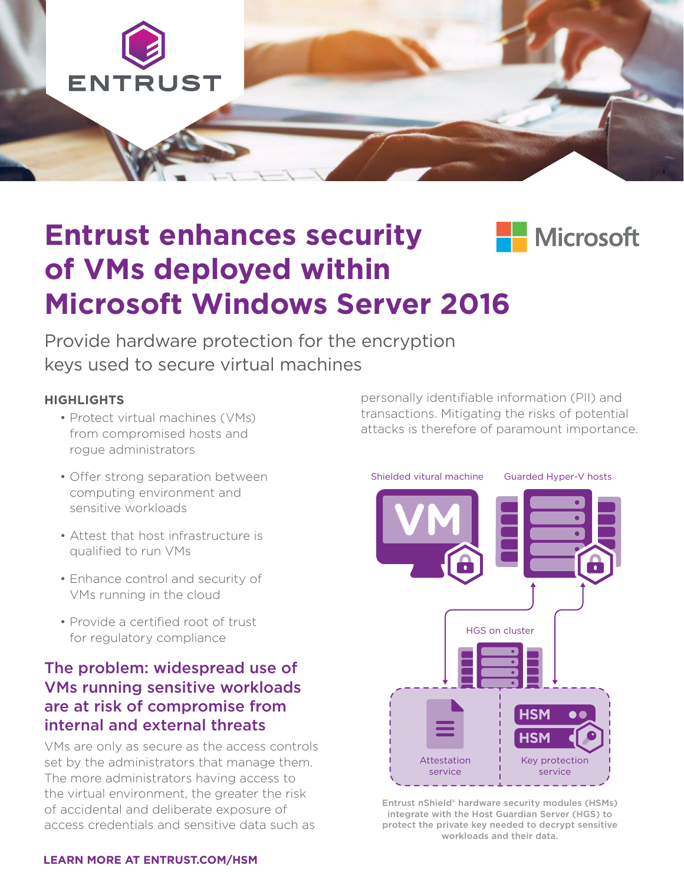# Entrust enhances security of VMs deployed within Microsoft Windows Server 2016

Provide hardware protection for the encryption keys used to secure virtual machines

**HIGHLIGHTS**

- Protect virtual machines (VMs) from compromised hosts and rogue administrators
- Offer strong separation between computing environment and sensitive workloads
- Attest that host infrastructure is qualified to run VMs
- Enhance control and security of VMs running in the cloud
- Provide a certified root of trust for regulatory compliance

## The problem: widespread use of VMs running sensitive workloads are at risk of compromise from internal and external threats

VMs are only as secure as the access controls set by the administrators that manage them. The more administrators having access to the virtual environment, the greater the risk of accidental and deliberate exposure of access credentials and sensitive data such as personally identifiable information (PII) and transactions. Mitigating the risks of potential attacks is therefore of paramount importance.

Shielded vitural machine

Guarded Hyper-V hosts

HGS on cluster

Attestation service

Key protection service

Entrust nShield® hardware security modules (HSMs) integrate with the Host Guardian Server (HGS) to protect the private key needed to decrypt sensitive workloads and their data.

**LEARN MORE AT ENTRUST.COM/HSM**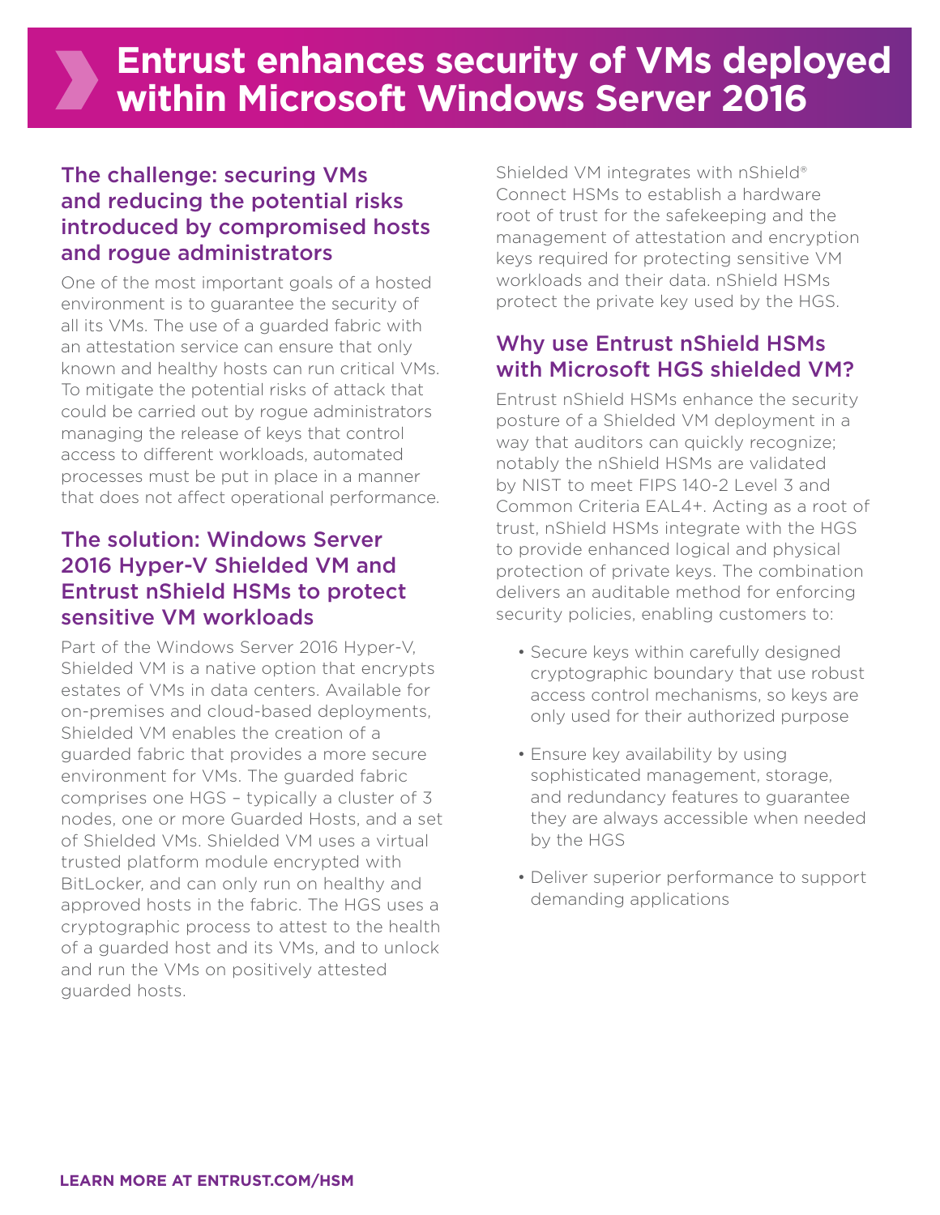# Entrust enhances security of VMs deployed within Microsoft Windows Server 2016

## The challenge: securing VMs and reducing the potential risks introduced by compromised hosts and rogue administrators

One of the most important goals of a hosted environment is to guarantee the security of all its VMs. The use of a guarded fabric with an attestation service can ensure that only known and healthy hosts can run critical VMs. To mitigate the potential risks of attack that could be carried out by rogue administrators managing the release of keys that control access to different workloads, automated processes must be put in place in a manner that does not affect operational performance.

## The solution: Windows Server 2016 Hyper-V Shielded VM and Entrust nShield HSMs to protect sensitive VM workloads

Part of the Windows Server 2016 Hyper-V, Shielded VM is a native option that encrypts estates of VMs in data centers. Available for on-premises and cloud-based deployments, Shielded VM enables the creation of a guarded fabric that provides a more secure environment for VMs. The guarded fabric comprises one HGS – typically a cluster of 3 nodes, one or more Guarded Hosts, and a set of Shielded VMs. Shielded VM uses a virtual trusted platform module encrypted with BitLocker, and can only run on healthy and approved hosts in the fabric. The HGS uses a cryptographic process to attest to the health of a guarded host and its VMs, and to unlock and run the VMs on positively attested guarded hosts.

Shielded VM integrates with nShield® Connect HSMs to establish a hardware root of trust for the safekeeping and the management of attestation and encryption keys required for protecting sensitive VM workloads and their data. nShield HSMs protect the private key used by the HGS.

## Why use Entrust nShield HSMs with Microsoft HGS shielded VM?

Entrust nShield HSMs enhance the security posture of a Shielded VM deployment in a way that auditors can quickly recognize; notably the nShield HSMs are validated by NIST to meet FIPS 140-2 Level 3 and Common Criteria EAL4+. Acting as a root of trust, nShield HSMs integrate with the HGS to provide enhanced logical and physical protection of private keys. The combination delivers an auditable method for enforcing security policies, enabling customers to:

- Secure keys within carefully designed cryptographic boundary that use robust access control mechanisms, so keys are only used for their authorized purpose
- Ensure key availability by using sophisticated management, storage, and redundancy features to guarantee they are always accessible when needed by the HGS
- Deliver superior performance to support demanding applications

**LEARN MORE AT ENTRUST.COM/HSM**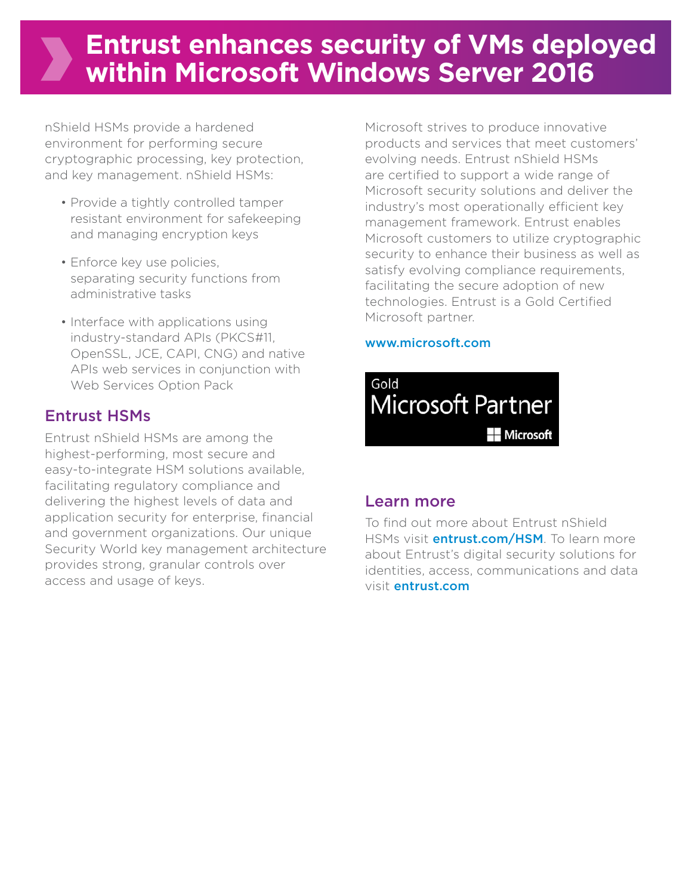# Entrust enhances security of VMs deployed within Microsoft Windows Server 2016

nShield HSMs provide a hardened environment for performing secure cryptographic processing, key protection, and key management. nShield HSMs:

- Provide a tightly controlled tamper resistant environment for safekeeping and managing encryption keys
- Enforce key use policies, separating security functions from administrative tasks
- Interface with applications using industry-standard APIs (PKCS#11, OpenSSL, JCE, CAPI, CNG) and native APIs web services in conjunction with Web Services Option Pack

## Entrust HSMs

Entrust nShield HSMs are among the highest-performing, most secure and easy-to-integrate HSM solutions available, facilitating regulatory compliance and delivering the highest levels of data and application security for enterprise, financial and government organizations. Our unique Security World key management architecture provides strong, granular controls over access and usage of keys.

Microsoft strives to produce innovative products and services that meet customers' evolving needs. Entrust nShield HSMs are certified to support a wide range of Microsoft security solutions and deliver the industry's most operationally efficient key management framework. Entrust enables Microsoft customers to utilize cryptographic security to enhance their business as well as satisfy evolving compliance requirements, facilitating the secure adoption of new technologies. Entrust is a Gold Certified Microsoft partner.

**www.microsoft.com**

Gold Microsoft Partner

Microsoft

## Learn more

To find out more about Entrust nShield HSMs visit **entrust.com/HSM**. To learn more about Entrust's digital security solutions for identities, access, communications and data visit **entrust.com**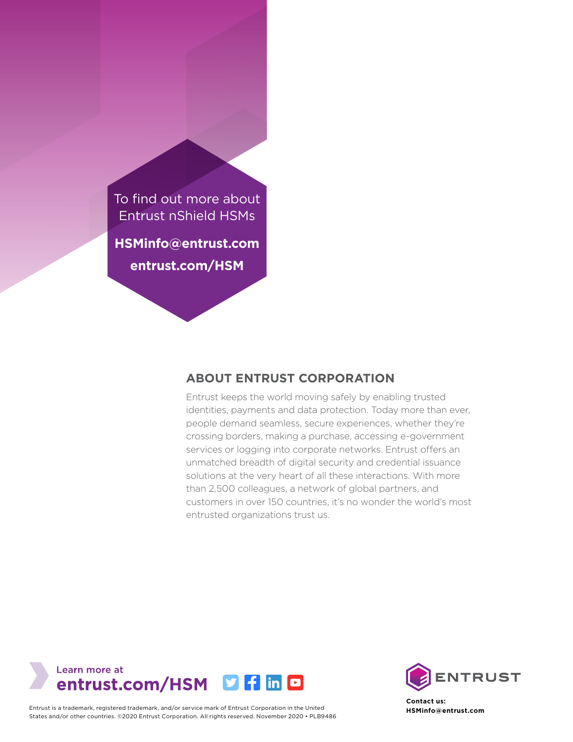To find out more about Entrust nShield HSMs

**HSMinfo@entrust.com**

**entrust.com/HSM**

## ABOUT ENTRUST CORPORATION

Entrust keeps the world moving safely by enabling trusted identities, payments and data protection. Today more than ever, people demand seamless, secure experiences, whether they're crossing borders, making a purchase, accessing e-government services or logging into corporate networks. Entrust offers an unmatched breadth of digital security and credential issuance solutions at the very heart of all these interactions. With more than 2,500 colleagues, a network of global partners, and customers in over 150 countries, it's no wonder the world's most entrusted organizations trust us.

Learn more at
**entrust.com/HSM**

ENTRUST

**Contact us:**
**HSMinfo@entrust.com**

Entrust is a trademark, registered trademark, and/or service mark of Entrust Corporation in the United States and/or other countries. ©2020 Entrust Corporation. All rights reserved. November 2020 • PLB9486